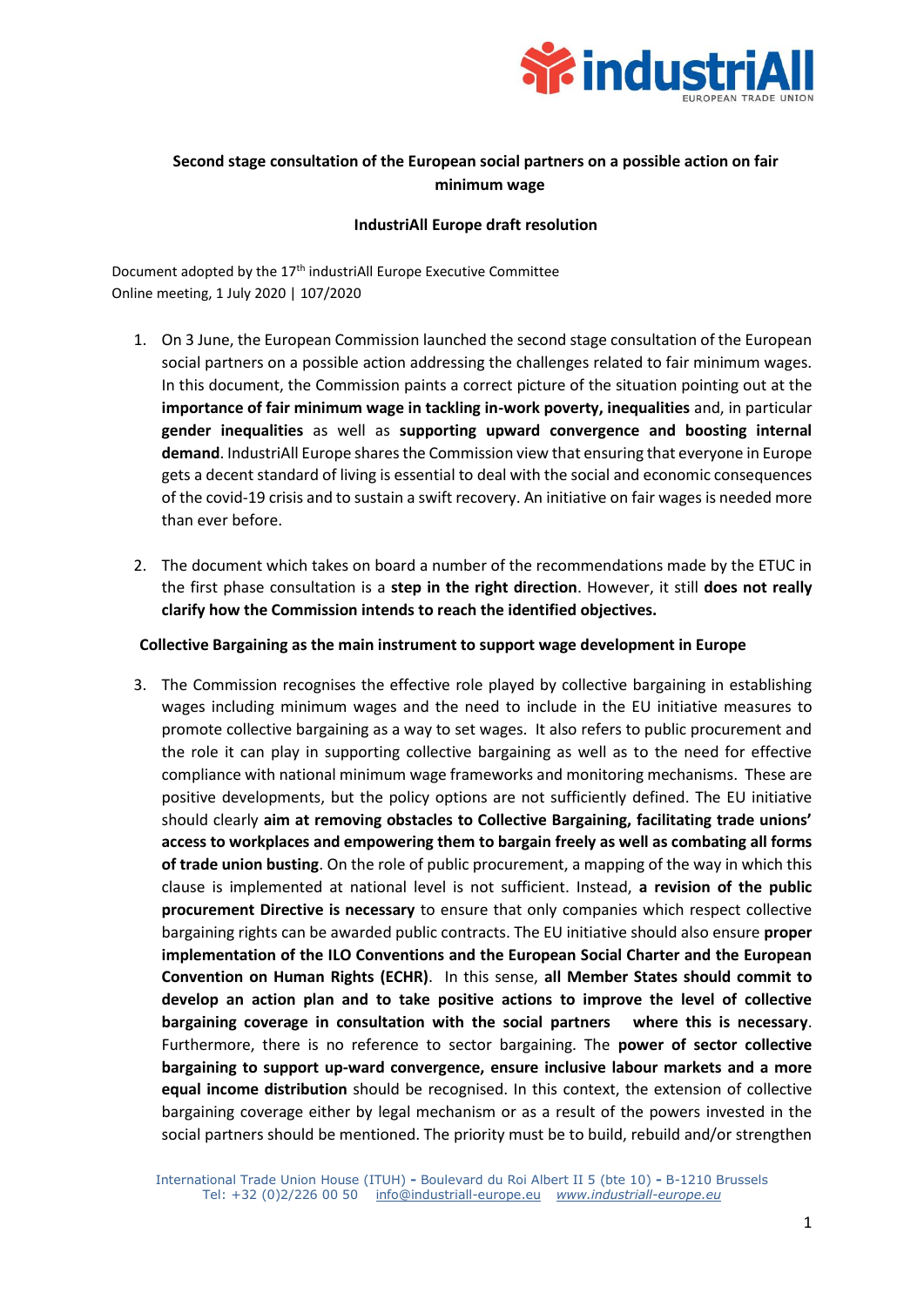**Second stage consultation of the European social partners on a possible action on fair minimum wage**

**IndustriAll Europe draft resolution**

Document adopted by the 17th industriAll Europe Executive Committee
Online meeting, 1 July 2020 | 107/2020

1. On 3 June, the European Commission launched the second stage consultation of the European social partners on a possible action addressing the challenges related to fair minimum wages. In this document, the Commission paints a correct picture of the situation pointing out at the **importance of fair minimum wage in tackling in-work poverty, inequalities** and, in particular **gender inequalities** as well as **supporting upward convergence and boosting internal demand**. IndustriAll Europe shares the Commission view that ensuring that everyone in Europe gets a decent standard of living is essential to deal with the social and economic consequences of the covid-19 crisis and to sustain a swift recovery. An initiative on fair wages is needed more than ever before.

2. The document which takes on board a number of the recommendations made by the ETUC in the first phase consultation is a **step in the right direction**. However, it still **does not really clarify how the Commission intends to reach the identified objectives.**

**Collective Bargaining as the main instrument to support wage development in Europe**

3. The Commission recognises the effective role played by collective bargaining in establishing wages including minimum wages and the need to include in the EU initiative measures to promote collective bargaining as a way to set wages. It also refers to public procurement and the role it can play in supporting collective bargaining as well as to the need for effective compliance with national minimum wage frameworks and monitoring mechanisms. These are positive developments, but the policy options are not sufficiently defined. The EU initiative should clearly **aim at removing obstacles to Collective Bargaining, facilitating trade unions' access to workplaces and empowering them to bargain freely as well as combating all forms of trade union busting**. On the role of public procurement, a mapping of the way in which this clause is implemented at national level is not sufficient. Instead, **a revision of the public procurement Directive is necessary** to ensure that only companies which respect collective bargaining rights can be awarded public contracts. The EU initiative should also ensure **proper implementation of the ILO Conventions and the European Social Charter and the European Convention on Human Rights (ECHR)**. In this sense, **all Member States should commit to develop an action plan and to take positive actions to improve the level of collective bargaining coverage in consultation with the social partners where this is necessary**. Furthermore, there is no reference to sector bargaining. The **power of sector collective bargaining to support up-ward convergence, ensure inclusive labour markets and a more equal income distribution** should be recognised. In this context, the extension of collective bargaining coverage either by legal mechanism or as a result of the powers invested in the social partners should be mentioned. The priority must be to build, rebuild and/or strengthen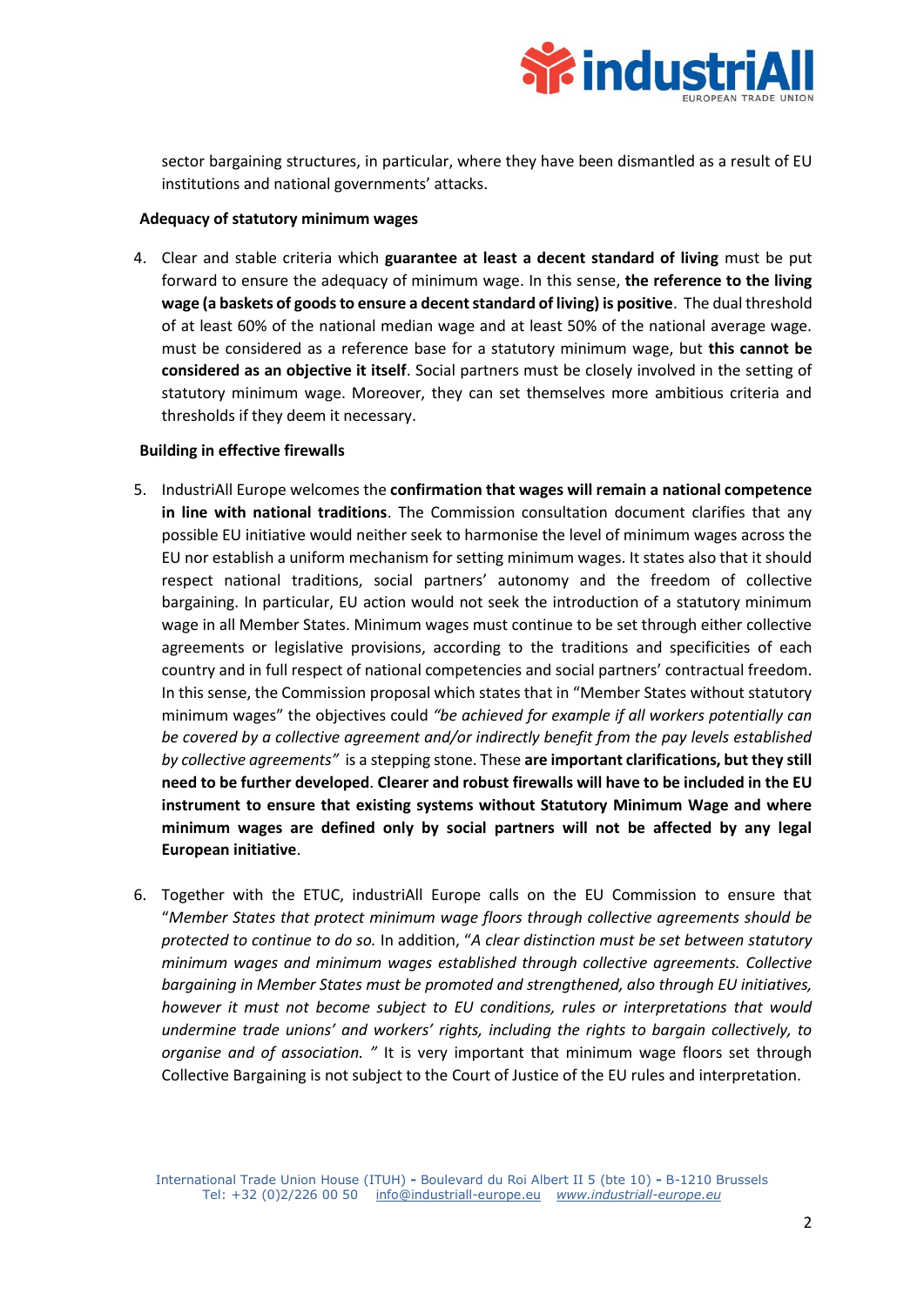sector bargaining structures, in particular, where they have been dismantled as a result of EU institutions and national governments' attacks.

**Adequacy of statutory minimum wages**

4. Clear and stable criteria which **guarantee at least a decent standard of living** must be put forward to ensure the adequacy of minimum wage. In this sense, **the reference to the living wage (a baskets of goods to ensure a decent standard of living) is positive**. The dual threshold of at least 60% of the national median wage and at least 50% of the national average wage. must be considered as a reference base for a statutory minimum wage, but **this cannot be considered as an objective it itself**. Social partners must be closely involved in the setting of statutory minimum wage. Moreover, they can set themselves more ambitious criteria and thresholds if they deem it necessary.

**Building in effective firewalls**

5. IndustriAll Europe welcomes the **confirmation that wages will remain a national competence in line with national traditions**. The Commission consultation document clarifies that any possible EU initiative would neither seek to harmonise the level of minimum wages across the EU nor establish a uniform mechanism for setting minimum wages. It states also that it should respect national traditions, social partners' autonomy and the freedom of collective bargaining. In particular, EU action would not seek the introduction of a statutory minimum wage in all Member States. Minimum wages must continue to be set through either collective agreements or legislative provisions, according to the traditions and specificities of each country and in full respect of national competencies and social partners' contractual freedom. In this sense, the Commission proposal which states that in "Member States without statutory minimum wages" the objectives could *"be achieved for example if all workers potentially can be covered by a collective agreement and/or indirectly benefit from the pay levels established by collective agreements"* is a stepping stone. These **are important clarifications, but they still need to be further developed**. **Clearer and robust firewalls will have to be included in the EU instrument to ensure that existing systems without Statutory Minimum Wage and where minimum wages are defined only by social partners will not be affected by any legal European initiative**.

6. Together with the ETUC, industriAll Europe calls on the EU Commission to ensure that "*Member States that protect minimum wage floors through collective agreements should be protected to continue to do so.* In addition, "*A clear distinction must be set between statutory minimum wages and minimum wages established through collective agreements. Collective bargaining in Member States must be promoted and strengthened, also through EU initiatives, however it must not become subject to EU conditions, rules or interpretations that would undermine trade unions' and workers' rights, including the rights to bargain collectively, to organise and of association. "* It is very important that minimum wage floors set through Collective Bargaining is not subject to the Court of Justice of the EU rules and interpretation.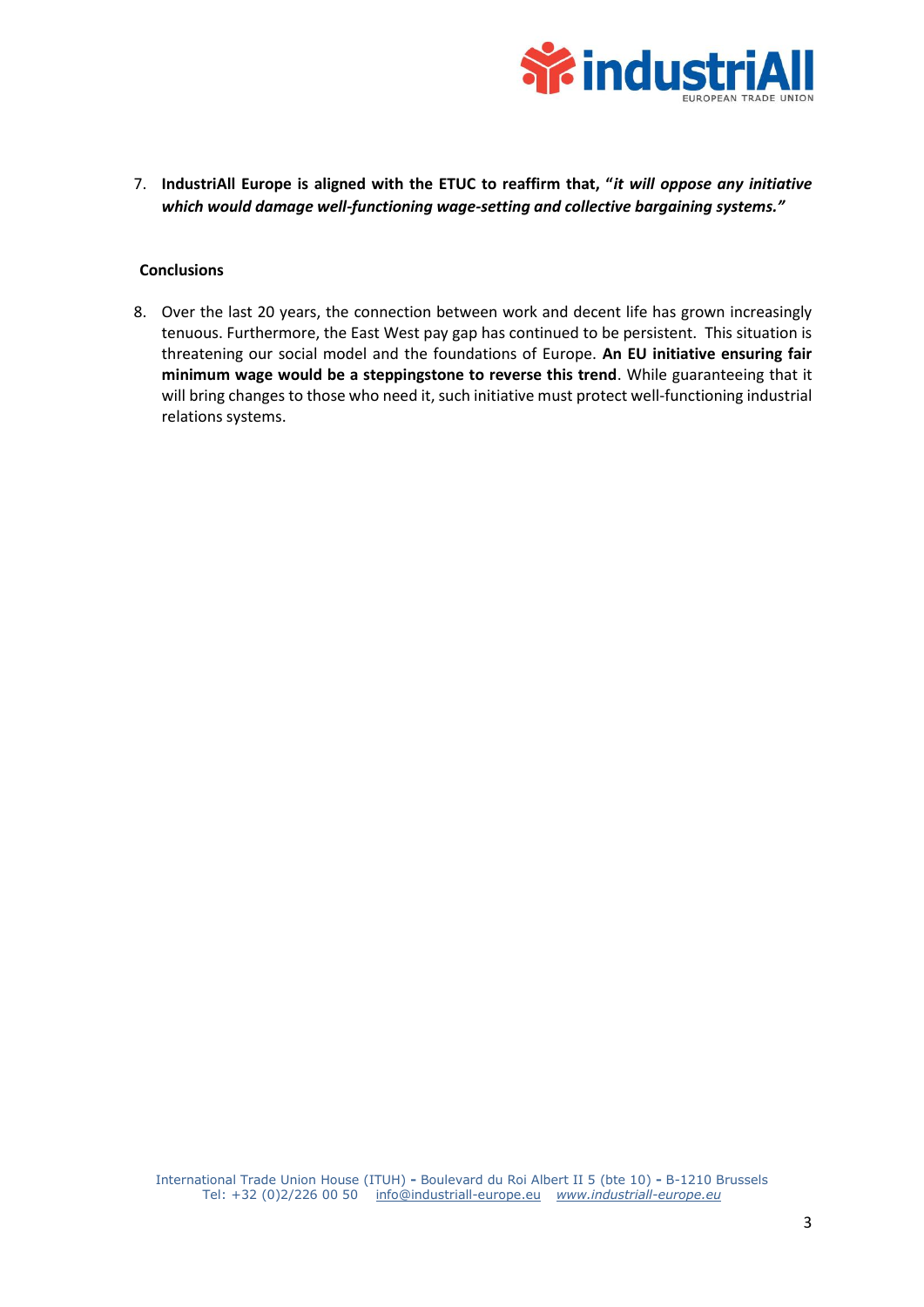7. **IndustriAll Europe is aligned with the ETUC to reaffirm that, "*it will oppose any initiative which would damage well-functioning wage-setting and collective bargaining systems."***

**Conclusions**

8. Over the last 20 years, the connection between work and decent life has grown increasingly tenuous. Furthermore, the East West pay gap has continued to be persistent. This situation is threatening our social model and the foundations of Europe. **An EU initiative ensuring fair minimum wage would be a steppingstone to reverse this trend**. While guaranteeing that it will bring changes to those who need it, such initiative must protect well-functioning industrial relations systems.